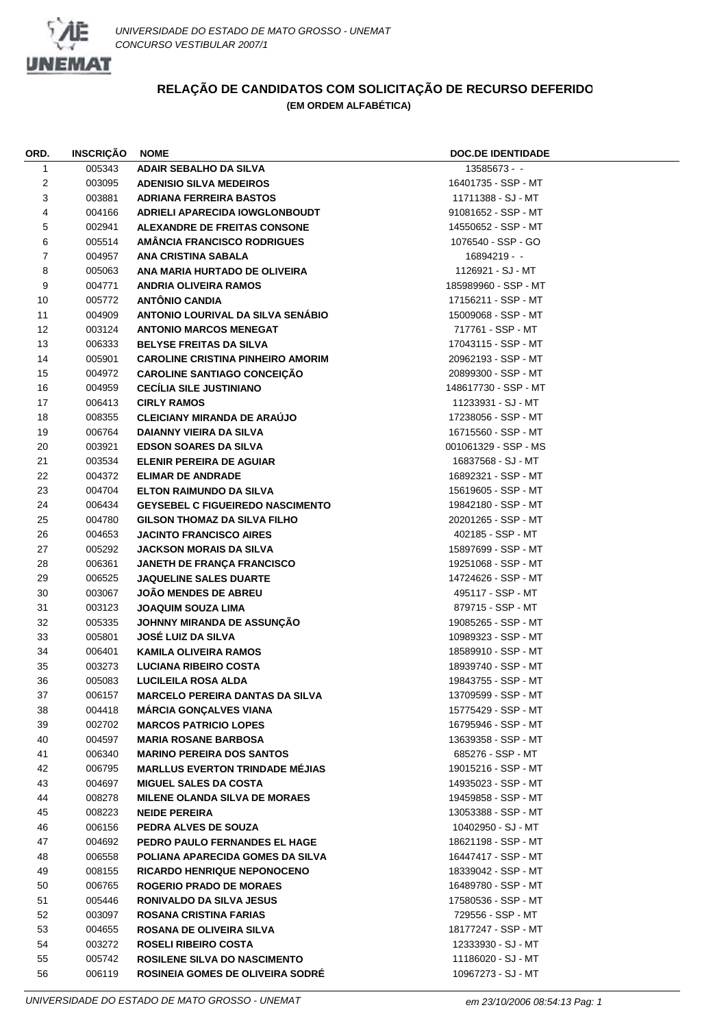UNIVERSIDADE DO ESTADO DE MATO GROSSO - UNEMAT
CONCURSO VESTIBULAR 2007/1

## RELAÇÃO DE CANDIDATOS COM SOLICITAÇÃO DE RECURSO DEFERIDO

**(EM ORDEM ALFABÉTICA)**

| ORD. | INSCRIÇÃO | NOME | DOC.DE IDENTIDADE |
|---|---|---|---|
| 1 | 005343 | ADAIR SEBALHO DA SILVA | 13585673 - - |
| 2 | 003095 | ADENISIO SILVA MEDEIROS | 16401735 - SSP - MT |
| 3 | 003881 | ADRIANA FERREIRA BASTOS | 11711388 - SJ - MT |
| 4 | 004166 | ADRIELI APARECIDA IOWGLONBOUDT | 91081652 - SSP - MT |
| 5 | 002941 | ALEXANDRE DE FREITAS CONSONE | 14550652 - SSP - MT |
| 6 | 005514 | AMÂNCIA FRANCISCO RODRIGUES | 1076540 - SSP - GO |
| 7 | 004957 | ANA CRISTINA SABALA | 16894219 - - |
| 8 | 005063 | ANA MARIA HURTADO DE OLIVEIRA | 1126921 - SJ - MT |
| 9 | 004771 | ANDRIA OLIVEIRA RAMOS | 185989960 - SSP - MT |
| 10 | 005772 | ANTÔNIO CANDIA | 17156211 - SSP - MT |
| 11 | 004909 | ANTONIO LOURIVAL DA SILVA SENÁBIO | 15009068 - SSP - MT |
| 12 | 003124 | ANTONIO MARCOS MENEGAT | 717761 - SSP - MT |
| 13 | 006333 | BELYSE FREITAS DA SILVA | 17043115 - SSP - MT |
| 14 | 005901 | CAROLINE CRISTINA PINHEIRO AMORIM | 20962193 - SSP - MT |
| 15 | 004972 | CAROLINE SANTIAGO CONCEIÇÃO | 20899300 - SSP - MT |
| 16 | 004959 | CECÍLIA SILE JUSTINIANO | 148617730 - SSP - MT |
| 17 | 006413 | CIRLY RAMOS | 11233931 - SJ - MT |
| 18 | 008355 | CLEICIANY MIRANDA DE ARAÚJO | 17238056 - SSP - MT |
| 19 | 006764 | DAIANNY VIEIRA DA SILVA | 16715560 - SSP - MT |
| 20 | 003921 | EDSON SOARES DA SILVA | 001061329 - SSP - MS |
| 21 | 003534 | ELENIR PEREIRA DE AGUIAR | 16837568 - SJ - MT |
| 22 | 004372 | ELIMAR DE ANDRADE | 16892321 - SSP - MT |
| 23 | 004704 | ELTON RAIMUNDO DA SILVA | 15619605 - SSP - MT |
| 24 | 006434 | GEYSEBEL C FIGUEIREDO NASCIMENTO | 19842180 - SSP - MT |
| 25 | 004780 | GILSON THOMAZ DA SILVA FILHO | 20201265 - SSP - MT |
| 26 | 004653 | JACINTO FRANCISCO AIRES | 402185 - SSP - MT |
| 27 | 005292 | JACKSON MORAIS DA SILVA | 15897699 - SSP - MT |
| 28 | 006361 | JANETH DE FRANÇA FRANCISCO | 19251068 - SSP - MT |
| 29 | 006525 | JAQUELINE SALES DUARTE | 14724626 - SSP - MT |
| 30 | 003067 | JOÃO MENDES DE ABREU | 495117 - SSP - MT |
| 31 | 003123 | JOAQUIM SOUZA LIMA | 879715 - SSP - MT |
| 32 | 005335 | JOHNNY MIRANDA DE ASSUNÇÃO | 19085265 - SSP - MT |
| 33 | 005801 | JOSÉ LUIZ DA SILVA | 10989323 - SSP - MT |
| 34 | 006401 | KAMILA OLIVEIRA RAMOS | 18589910 - SSP - MT |
| 35 | 003273 | LUCIANA RIBEIRO COSTA | 18939740 - SSP - MT |
| 36 | 005083 | LUCILEILA ROSA ALDA | 19843755 - SSP - MT |
| 37 | 006157 | MARCELO PEREIRA DANTAS DA SILVA | 13709599 - SSP - MT |
| 38 | 004418 | MÁRCIA GONÇALVES VIANA | 15775429 - SSP - MT |
| 39 | 002702 | MARCOS PATRICIO LOPES | 16795946 - SSP - MT |
| 40 | 004597 | MARIA ROSANE BARBOSA | 13639358 - SSP - MT |
| 41 | 006340 | MARINO PEREIRA DOS SANTOS | 685276 - SSP - MT |
| 42 | 006795 | MARLLUS EVERTON TRINDADE MÉJIAS | 19015216 - SSP - MT |
| 43 | 004697 | MIGUEL SALES DA COSTA | 14935023 - SSP - MT |
| 44 | 008278 | MILENE OLANDA SILVA DE MORAES | 19459858 - SSP - MT |
| 45 | 008223 | NEIDE PEREIRA | 13053388 - SSP - MT |
| 46 | 006156 | PEDRA ALVES DE SOUZA | 10402950 - SJ - MT |
| 47 | 004692 | PEDRO PAULO FERNANDES EL HAGE | 18621198 - SSP - MT |
| 48 | 006558 | POLIANA APARECIDA GOMES DA SILVA | 16447417 - SSP - MT |
| 49 | 008155 | RICARDO HENRIQUE NEPONOCENO | 18339042 - SSP - MT |
| 50 | 006765 | ROGERIO PRADO DE MORAES | 16489780 - SSP - MT |
| 51 | 005446 | RONIVALDO DA SILVA JESUS | 17580536 - SSP - MT |
| 52 | 003097 | ROSANA CRISTINA FARIAS | 729556 - SSP - MT |
| 53 | 004655 | ROSANA DE OLIVEIRA SILVA | 18177247 - SSP - MT |
| 54 | 003272 | ROSELI RIBEIRO COSTA | 12333930 - SJ - MT |
| 55 | 005742 | ROSILENE SILVA DO NASCIMENTO | 11186020 - SJ - MT |
| 56 | 006119 | ROSINEIA GOMES DE OLIVEIRA SODRÉ | 10967273 - SJ - MT |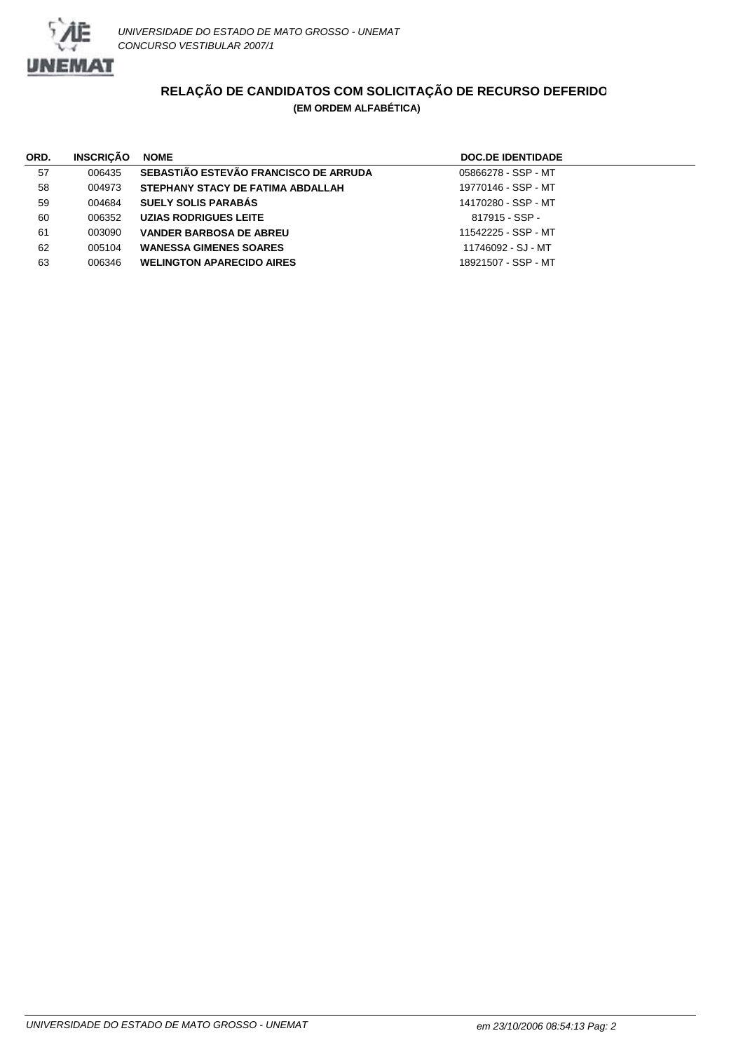## RELAÇÃO DE CANDIDATOS COM SOLICITAÇÃO DE RECURSO DEFERIDO

**(EM ORDEM ALFABÉTICA)**

| ORD. | INSCRIÇÃO | NOME | DOC.DE IDENTIDADE |
|---|---|---|---|
| 57 | 006435 | **SEBASTIÃO ESTEVÃO FRANCISCO DE ARRUDA** | 05866278 - SSP - MT |
| 58 | 004973 | **STEPHANY STACY DE FATIMA ABDALLAH** | 19770146 - SSP - MT |
| 59 | 004684 | **SUELY SOLIS PARABÁS** | 14170280 - SSP - MT |
| 60 | 006352 | **UZIAS RODRIGUES LEITE** | 817915 - SSP - |
| 61 | 003090 | **VANDER BARBOSA DE ABREU** | 11542225 - SSP - MT |
| 62 | 005104 | **WANESSA GIMENES SOARES** | 11746092 - SJ - MT |
| 63 | 006346 | **WELINGTON APARECIDO AIRES** | 18921507 - SSP - MT |